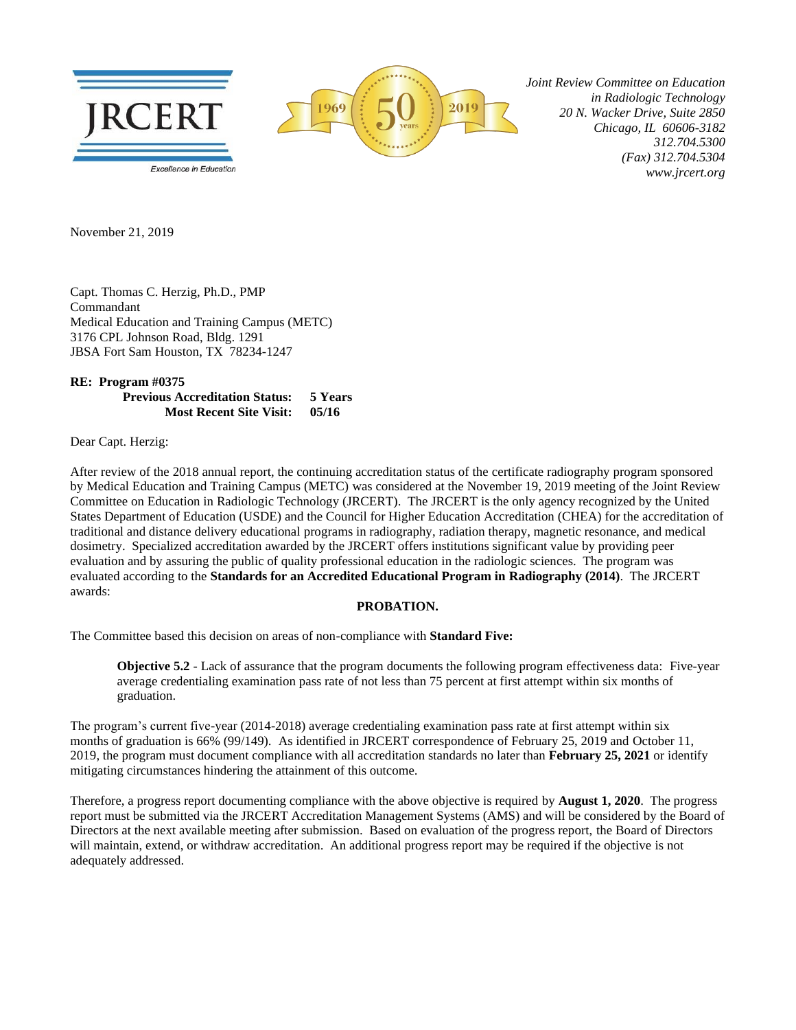JRCERT

Excellence in Education

1969 50 years 2019

*Joint Review Committee on Education in Radiologic Technology*
*20 N. Wacker Drive, Suite 2850*
*Chicago, IL 60606-3182*
*312.704.5300*
*(Fax) 312.704.5304*
*www.jrcert.org*

November 21, 2019

Capt. Thomas C. Herzig, Ph.D., PMP
Commandant
Medical Education and Training Campus (METC)
3176 CPL Johnson Road, Bldg. 1291
JBSA Fort Sam Houston, TX 78234-1247

**RE: Program #0375**
**Previous Accreditation Status: 5 Years**
**Most Recent Site Visit: 05/16**

Dear Capt. Herzig:

After review of the 2018 annual report, the continuing accreditation status of the certificate radiography program sponsored by Medical Education and Training Campus (METC) was considered at the November 19, 2019 meeting of the Joint Review Committee on Education in Radiologic Technology (JRCERT). The JRCERT is the only agency recognized by the United States Department of Education (USDE) and the Council for Higher Education Accreditation (CHEA) for the accreditation of traditional and distance delivery educational programs in radiography, radiation therapy, magnetic resonance, and medical dosimetry. Specialized accreditation awarded by the JRCERT offers institutions significant value by providing peer evaluation and by assuring the public of quality professional education in the radiologic sciences. The program was evaluated according to the **Standards for an Accredited Educational Program in Radiography (2014)**. The JRCERT awards:

**PROBATION.**

The Committee based this decision on areas of non-compliance with **Standard Five:**

> **Objective 5.2** - Lack of assurance that the program documents the following program effectiveness data: Five-year average credentialing examination pass rate of not less than 75 percent at first attempt within six months of graduation.

The program's current five-year (2014-2018) average credentialing examination pass rate at first attempt within six months of graduation is 66% (99/149). As identified in JRCERT correspondence of February 25, 2019 and October 11, 2019, the program must document compliance with all accreditation standards no later than **February 25, 2021** or identify mitigating circumstances hindering the attainment of this outcome.

Therefore, a progress report documenting compliance with the above objective is required by **August 1, 2020**. The progress report must be submitted via the JRCERT Accreditation Management Systems (AMS) and will be considered by the Board of Directors at the next available meeting after submission. Based on evaluation of the progress report, the Board of Directors will maintain, extend, or withdraw accreditation. An additional progress report may be required if the objective is not adequately addressed.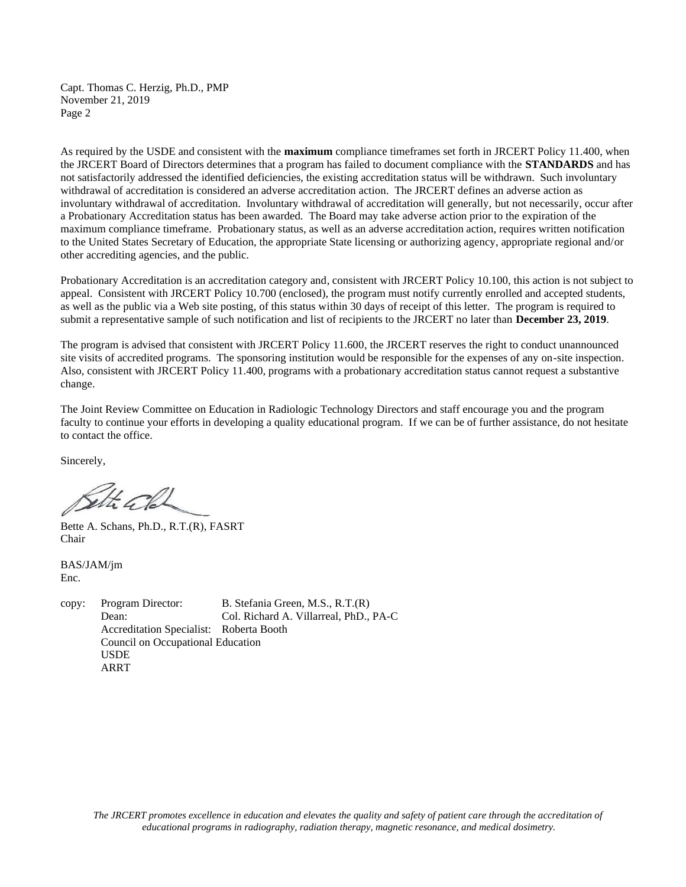Capt. Thomas C. Herzig, Ph.D., PMP
November 21, 2019
Page 2

As required by the USDE and consistent with the **maximum** compliance timeframes set forth in JRCERT Policy 11.400, when the JRCERT Board of Directors determines that a program has failed to document compliance with the **STANDARDS** and has not satisfactorily addressed the identified deficiencies, the existing accreditation status will be withdrawn. Such involuntary withdrawal of accreditation is considered an adverse accreditation action. The JRCERT defines an adverse action as involuntary withdrawal of accreditation. Involuntary withdrawal of accreditation will generally, but not necessarily, occur after a Probationary Accreditation status has been awarded. The Board may take adverse action prior to the expiration of the maximum compliance timeframe. Probationary status, as well as an adverse accreditation action, requires written notification to the United States Secretary of Education, the appropriate State licensing or authorizing agency, appropriate regional and/or other accrediting agencies, and the public.

Probationary Accreditation is an accreditation category and, consistent with JRCERT Policy 10.100, this action is not subject to appeal. Consistent with JRCERT Policy 10.700 (enclosed), the program must notify currently enrolled and accepted students, as well as the public via a Web site posting, of this status within 30 days of receipt of this letter. The program is required to submit a representative sample of such notification and list of recipients to the JRCERT no later than **December 23, 2019**.

The program is advised that consistent with JRCERT Policy 11.600, the JRCERT reserves the right to conduct unannounced site visits of accredited programs. The sponsoring institution would be responsible for the expenses of any on-site inspection. Also, consistent with JRCERT Policy 11.400, programs with a probationary accreditation status cannot request a substantive change.

The Joint Review Committee on Education in Radiologic Technology Directors and staff encourage you and the program faculty to continue your efforts in developing a quality educational program. If we can be of further assistance, do not hesitate to contact the office.

Sincerely,

Bette A. Schans, Ph.D., R.T.(R), FASRT
Chair

BAS/JAM/jm
Enc.

copy: Program Director: B. Stefania Green, M.S., R.T.(R)
Dean: Col. Richard A. Villarreal, PhD., PA-C
Accreditation Specialist: Roberta Booth
Council on Occupational Education
USDE
ARRT

*The JRCERT promotes excellence in education and elevates the quality and safety of patient care through the accreditation of educational programs in radiography, radiation therapy, magnetic resonance, and medical dosimetry.*